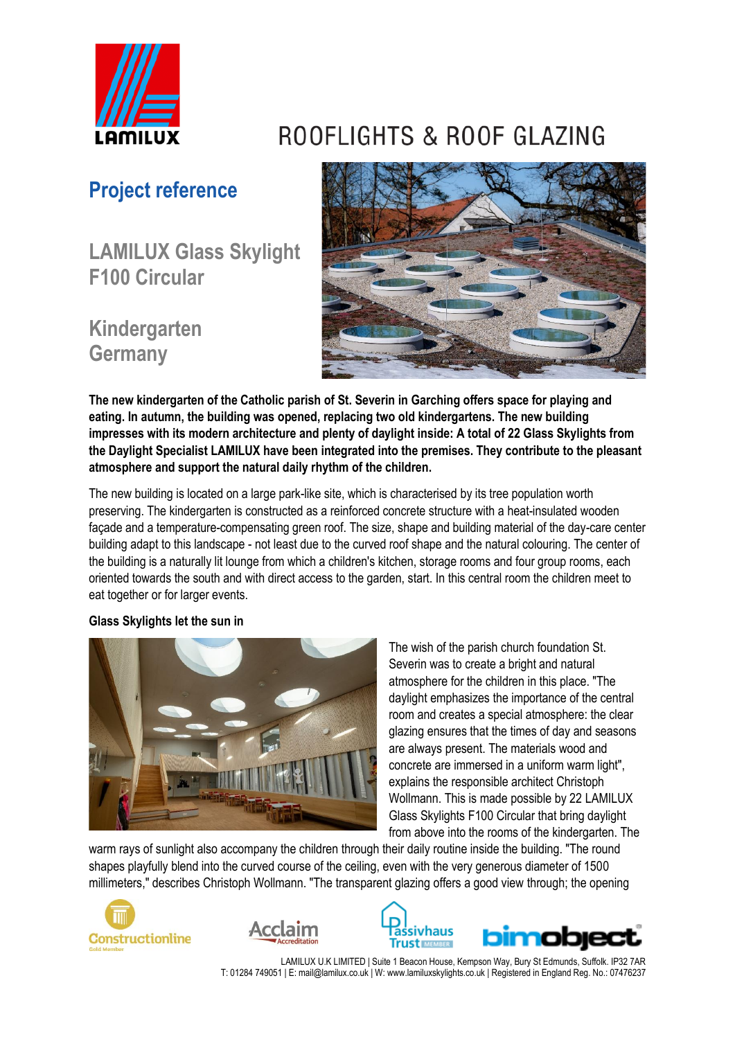# ROOFLIGHTS & ROOF GLAZING

## Project reference

### LAMILUX Glass Skylight F100 Circular

### Kindergarten Germany

**The new kindergarten of the Catholic parish of St. Severin in Garching offers space for playing and eating. In autumn, the building was opened, replacing two old kindergartens. The new building impresses with its modern architecture and plenty of daylight inside: A total of 22 Glass Skylights from the Daylight Specialist LAMILUX have been integrated into the premises. They contribute to the pleasant atmosphere and support the natural daily rhythm of the children.**

The new building is located on a large park-like site, which is characterised by its tree population worth preserving. The kindergarten is constructed as a reinforced concrete structure with a heat-insulated wooden façade and a temperature-compensating green roof. The size, shape and building material of the day-care center building adapt to this landscape - not least due to the curved roof shape and the natural colouring. The center of the building is a naturally lit lounge from which a children's kitchen, storage rooms and four group rooms, each oriented towards the south and with direct access to the garden, start. In this central room the children meet to eat together or for larger events.

**Glass Skylights let the sun in**

The wish of the parish church foundation St. Severin was to create a bright and natural atmosphere for the children in this place. "The daylight emphasizes the importance of the central room and creates a special atmosphere: the clear glazing ensures that the times of day and seasons are always present. The materials wood and concrete are immersed in a uniform warm light", explains the responsible architect Christoph Wollmann. This is made possible by 22 LAMILUX Glass Skylights F100 Circular that bring daylight from above into the rooms of the kindergarten. The warm rays of sunlight also accompany the children through their daily routine inside the building. "The round shapes playfully blend into the curved course of the ceiling, even with the very generous diameter of 1500 millimeters," describes Christoph Wollmann. "The transparent glazing offers a good view through; the opening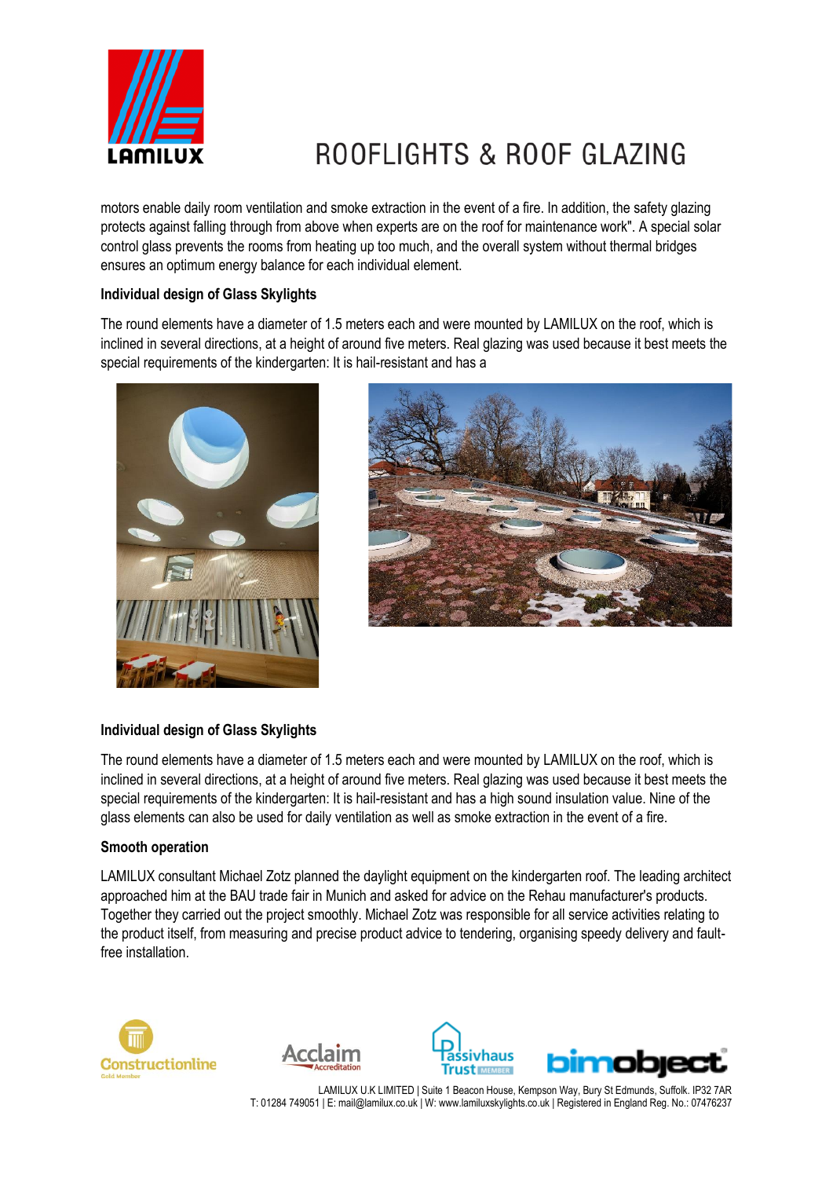motors enable daily room ventilation and smoke extraction in the event of a fire. In addition, the safety glazing protects against falling through from above when experts are on the roof for maintenance work". A special solar control glass prevents the rooms from heating up too much, and the overall system without thermal bridges ensures an optimum energy balance for each individual element.

**Individual design of Glass Skylights**

The round elements have a diameter of 1.5 meters each and were mounted by LAMILUX on the roof, which is inclined in several directions, at a height of around five meters. Real glazing was used because it best meets the special requirements of the kindergarten: It is hail-resistant and has a

**Individual design of Glass Skylights**

The round elements have a diameter of 1.5 meters each and were mounted by LAMILUX on the roof, which is inclined in several directions, at a height of around five meters. Real glazing was used because it best meets the special requirements of the kindergarten: It is hail-resistant and has a high sound insulation value. Nine of the glass elements can also be used for daily ventilation as well as smoke extraction in the event of a fire.

**Smooth operation**

LAMILUX consultant Michael Zotz planned the daylight equipment on the kindergarten roof. The leading architect approached him at the BAU trade fair in Munich and asked for advice on the Rehau manufacturer's products. Together they carried out the project smoothly. Michael Zotz was responsible for all service activities relating to the product itself, from measuring and precise product advice to tendering, organising speedy delivery and fault-free installation.